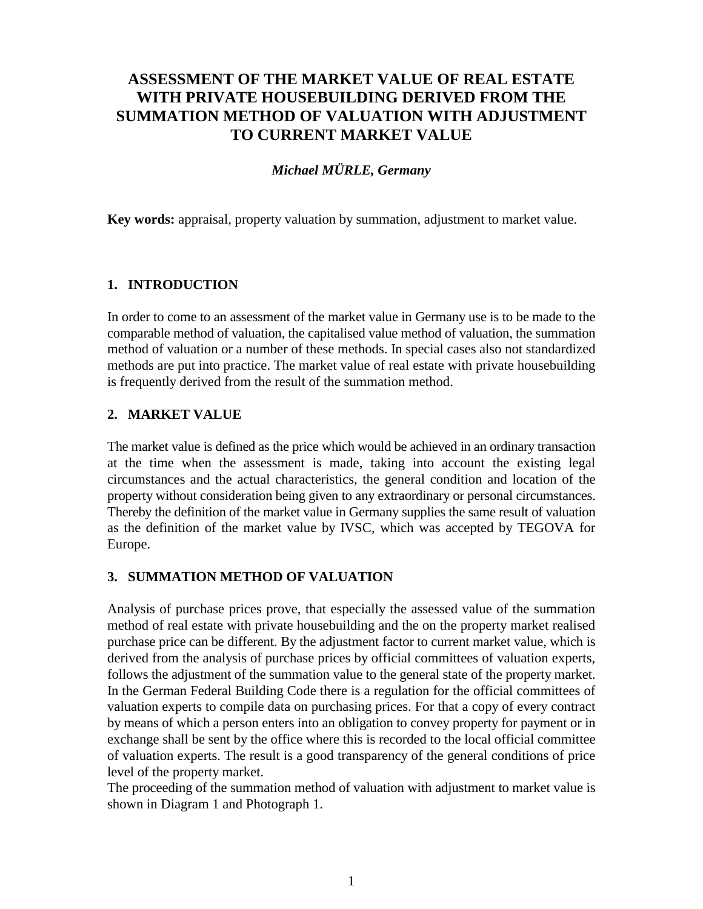# ASSESSMENT OF THE MARKET VALUE OF REAL ESTATE WITH PRIVATE HOUSEBUILDING DERIVED FROM THE SUMMATION METHOD OF VALUATION WITH ADJUSTMENT TO CURRENT MARKET VALUE

***Michael MÜRLE, Germany***

**Key words:** appraisal, property valuation by summation, adjustment to market value.

## 1. INTRODUCTION

In order to come to an assessment of the market value in Germany use is to be made to the comparable method of valuation, the capitalised value method of valuation, the summation method of valuation or a number of these methods. In special cases also not standardized methods are put into practice. The market value of real estate with private housebuilding is frequently derived from the result of the summation method.

## 2. MARKET VALUE

The market value is defined as the price which would be achieved in an ordinary transaction at the time when the assessment is made, taking into account the existing legal circumstances and the actual characteristics, the general condition and location of the property without consideration being given to any extraordinary or personal circumstances. Thereby the definition of the market value in Germany supplies the same result of valuation as the definition of the market value by IVSC, which was accepted by TEGOVA for Europe.

## 3. SUMMATION METHOD OF VALUATION

Analysis of purchase prices prove, that especially the assessed value of the summation method of real estate with private housebuilding and the on the property market realised purchase price can be different. By the adjustment factor to current market value, which is derived from the analysis of purchase prices by official committees of valuation experts, follows the adjustment of the summation value to the general state of the property market. In the German Federal Building Code there is a regulation for the official committees of valuation experts to compile data on purchasing prices. For that a copy of every contract by means of which a person enters into an obligation to convey property for payment or in exchange shall be sent by the office where this is recorded to the local official committee of valuation experts. The result is a good transparency of the general conditions of price level of the property market.

The proceeding of the summation method of valuation with adjustment to market value is shown in Diagram 1 and Photograph 1.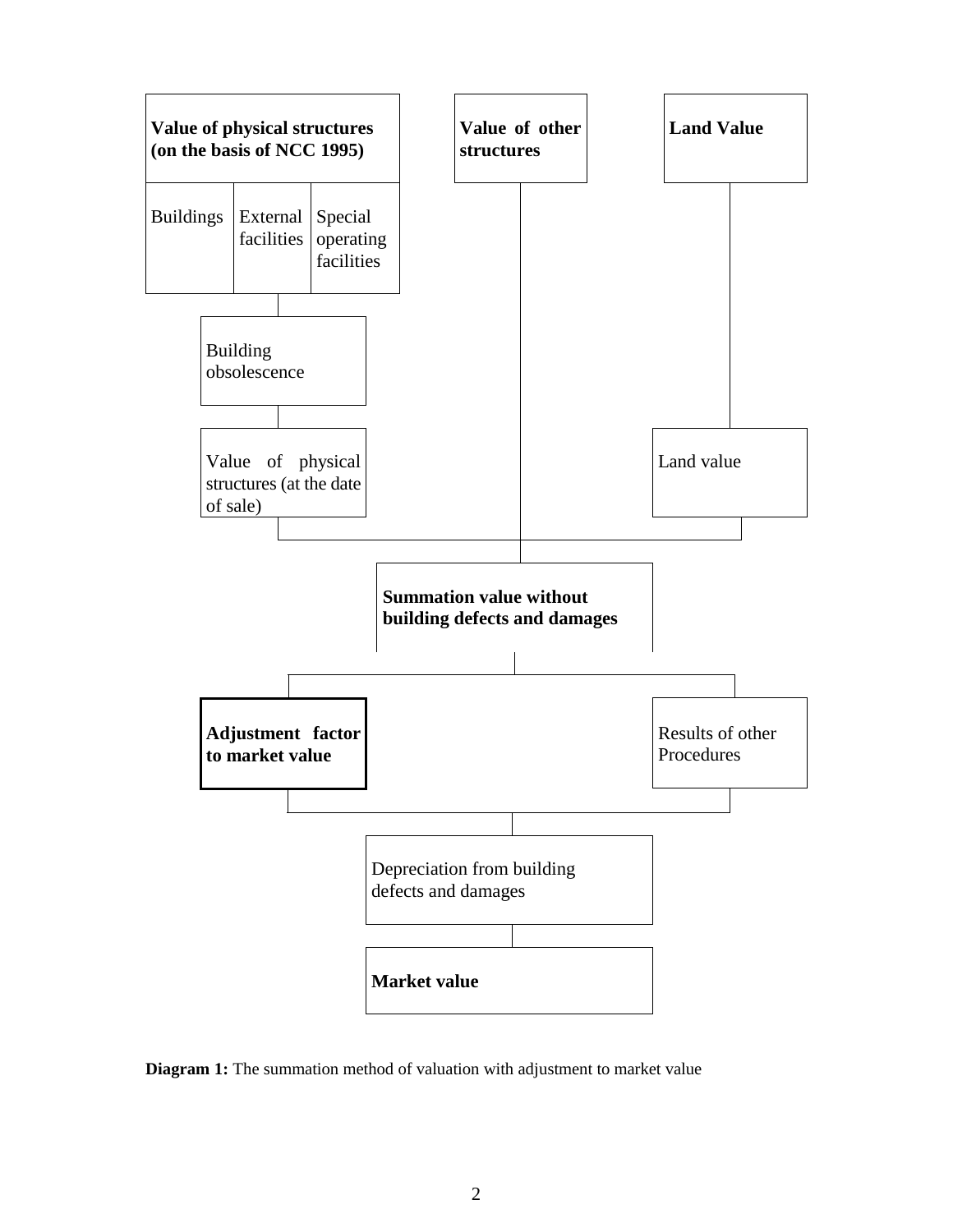**Value of physical structures (on the basis of NCC 1995)**

| Buildings | External facilities | Special operating facilities |
|---|---|---|

**Value of other structures**

**Land Value**

Building obsolescence

Value of physical structures (at the date of sale)

Land value

**Summation value without building defects and damages**

**Adjustment factor to market value**

Results of other Procedures

Depreciation from building defects and damages

**Market value**

**Diagram 1:** The summation method of valuation with adjustment to market value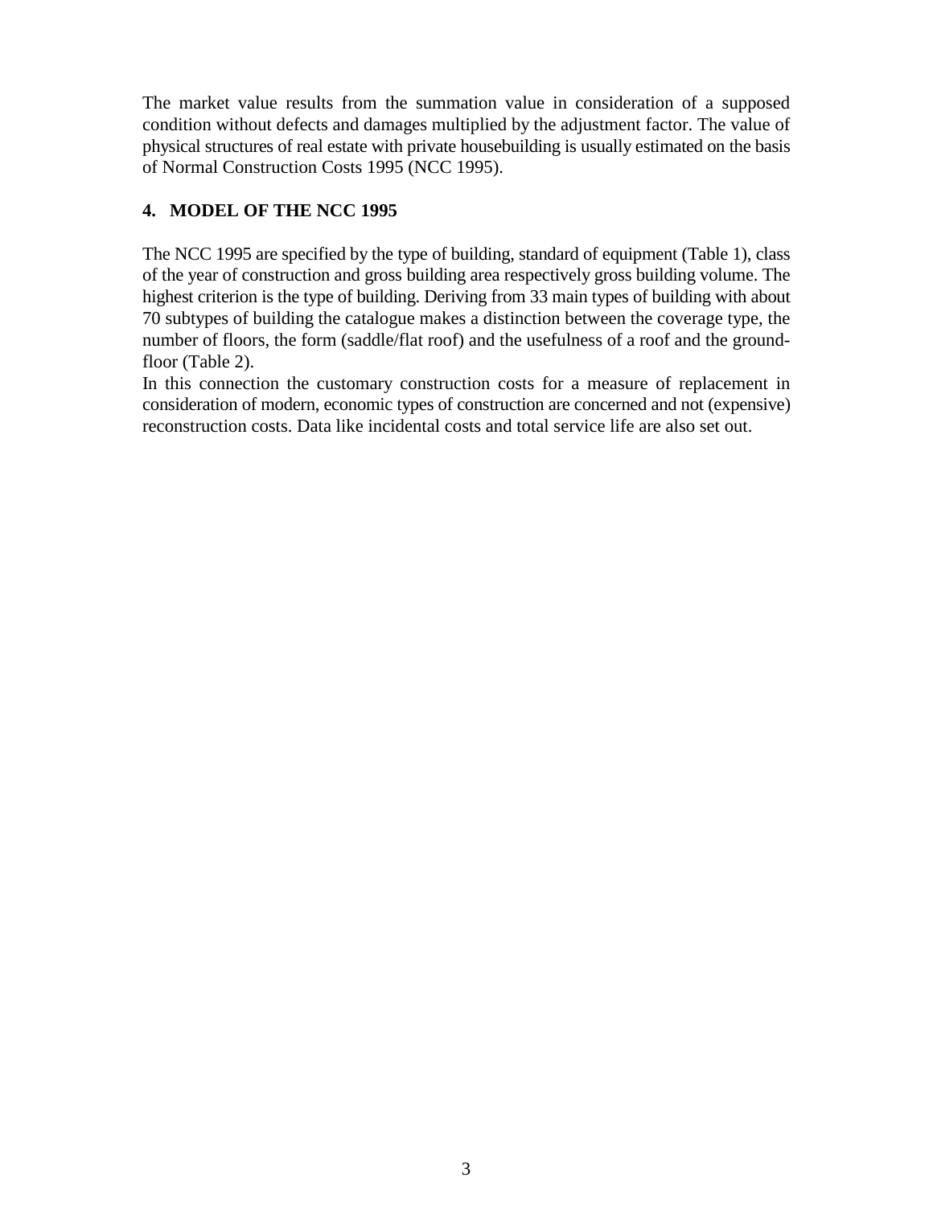The market value results from the summation value in consideration of a supposed condition without defects and damages multiplied by the adjustment factor. The value of physical structures of real estate with private housebuilding is usually estimated on the basis of Normal Construction Costs 1995 (NCC 1995).

## 4. MODEL OF THE NCC 1995

The NCC 1995 are specified by the type of building, standard of equipment (Table 1), class of the year of construction and gross building area respectively gross building volume. The highest criterion is the type of building. Deriving from 33 main types of building with about 70 subtypes of building the catalogue makes a distinction between the coverage type, the number of floors, the form (saddle/flat roof) and the usefulness of a roof and the ground-floor (Table 2).
In this connection the customary construction costs for a measure of replacement in consideration of modern, economic types of construction are concerned and not (expensive) reconstruction costs. Data like incidental costs and total service life are also set out.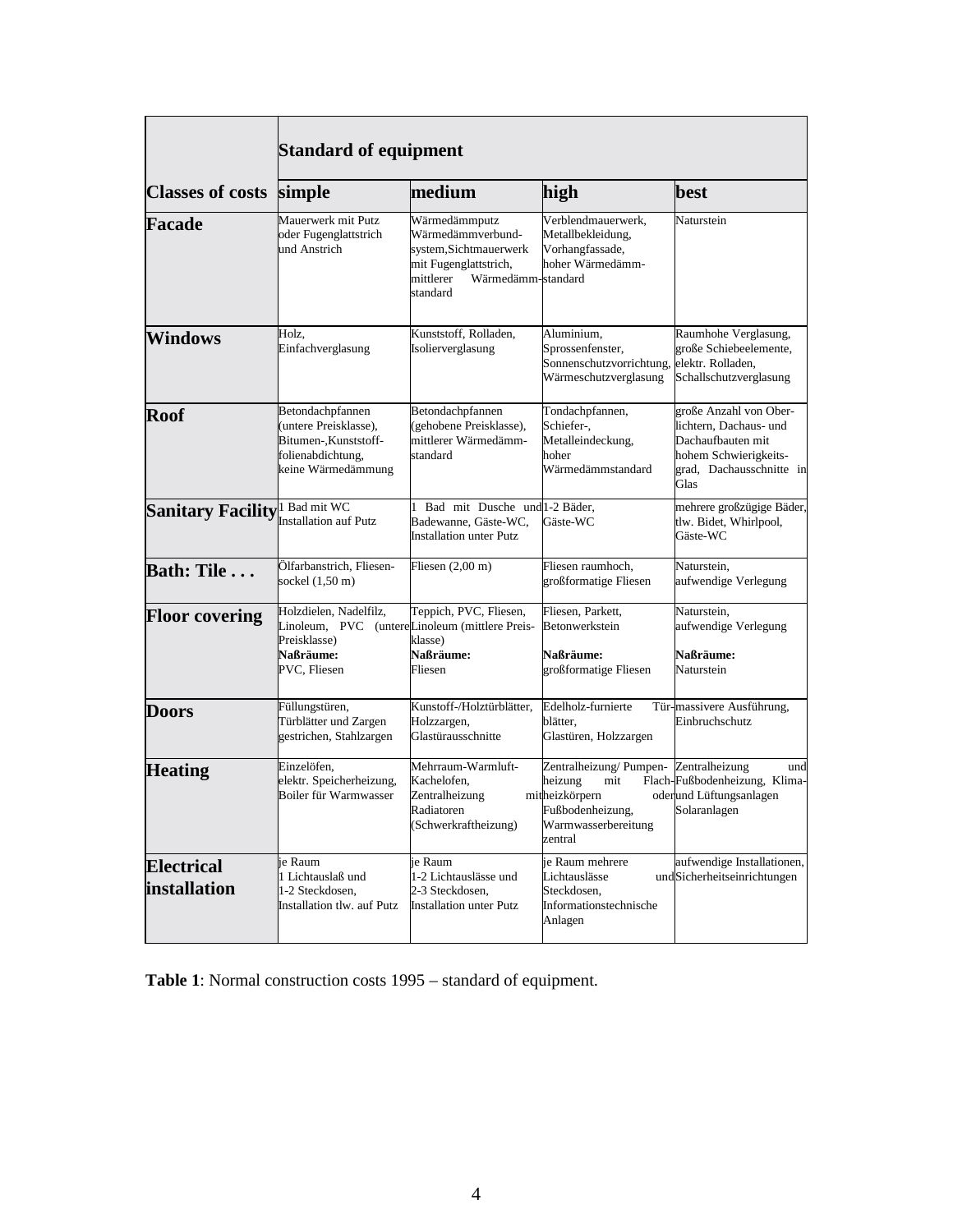| Classes of costs | Standard of equipment | | | |
|---|---|---|---|---|
| | **simple** | **medium** | **high** | **best** |
| **Facade** | Mauerwerk mit Putz oder Fugenglattstrich und Anstrich | Wärmedämmputz Wärmedämmverbund-system, Sichtmauerwerk mit Fugenglattstrich, mittlerer Wärmedämm-standard | Verblendmauerwerk, Metallbekleidung, Vorhangfassade, hoher Wärmedämm-standard | Naturstein |
| **Windows** | Holz, Einfachverglasung | Kunststoff, Rolladen, Isolierverglasung | Aluminium, Sprossenfenster, Sonnenschutzvorrichtung, Wärmeschutzverglasung | Raumhohe Verglasung, große Schiebeelemente, elektr. Rolladen, Schallschutzverglasung |
| **Roof** | Betondachpfannen (untere Preisklasse), Bitumen-, Kunststoff-folienabdichtung, keine Wärmedämmung | Betondachpfannen (gehobene Preisklasse), mittlerer Wärmedämm-standard | Tondachpfannen, Schiefer-, Metalleindeckung, hoher Wärmedämmstandard | große Anzahl von Ober-lichtern, Dachaus- und Dachaufbauten mit hohem Schwierigkeits-grad, Dachausschnitte in Glas |
| **Sanitary Facility** | 1 Bad mit WC Installation auf Putz | 1 Bad mit Dusche und Badewanne, Gäste-WC, Installation unter Putz | 1-2 Bäder, Gäste-WC | mehrere großzügige Bäder, tlw. Bidet, Whirlpool, Gäste-WC |
| **Bath: Tile . . .** | Ölfarbanstrich, Fliesen-sockel (1,50 m) | Fliesen (2,00 m) | Fliesen raumhoch, großformatige Fliesen | Naturstein, aufwendige Verlegung |
| **Floor covering** | Holzdielen, Nadelfilz, Linoleum, PVC (untere Preisklasse) **Naßräume:** PVC, Fliesen | Teppich, PVC, Fliesen, Linoleum (mittlere Preis-klasse) **Naßräume:** Fliesen | Fliesen, Parkett, Betonwerkstein **Naßräume:** großformatige Fliesen | Naturstein, aufwendige Verlegung **Naßräume:** Naturstein |
| **Doors** | Füllungstüren, Türblätter und Zargen gestrichen, Stahlzargen | Kunstoff-/Holztürblätter, Holzzargen, Glastürausschnitte | Edelholz-furnierte Tür-blätter, Glastüren, Holzzargen | massivere Ausführung, Einbruchschutz |
| **Heating** | Einzelöfen, elektr. Speicherheizung, Boiler für Warmwasser | Mehrraum-Warmluft-Kachelofen, Zentralheizung mit Radiatoren (Schwerkraftheizung) | Zentralheizung/ Pumpen-heizung mit Flach-heizkörpern oder Fußbodenheizung, Warmwasserbereitung zentral | Zentralheizung und Fußbodenheizung, Klima- und Lüftungsanlagen Solaranlagen |
| **Electrical installation** | je Raum 1 Lichtauslaß und 1-2 Steckdosen, Installation tlw. auf Putz | je Raum 1-2 Lichtauslässe und 2-3 Steckdosen, Installation unter Putz | je Raum mehrere Lichtauslässe und Steckdosen, Informationstechnische Anlagen | aufwendige Installationen, Sicherheitseinrichtungen |

**Table 1**: Normal construction costs 1995 – standard of equipment.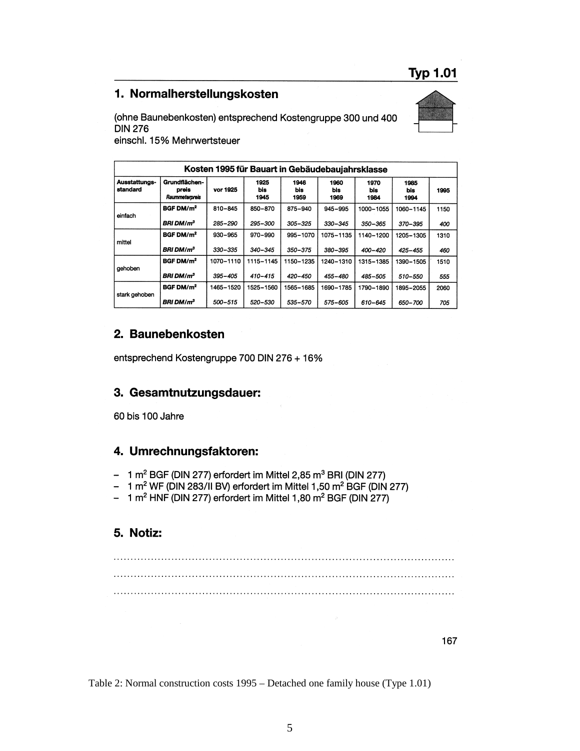**Typ 1.01**

## 1. Normalherstellungskosten

(ohne Baunebenkosten) entsprechend Kostengruppe 300 und 400 DIN 276
einschl. 15% Mehrwertsteuer

| Kosten 1995 für Bauart in Gebäudebaujahrsklasse | | | | | | | | |
|---|---|---|---|---|---|---|---|---|
| Ausstattungs-standard | Grundflächen-preis *Raummeterpreis* | vor 1925 | 1925 bis 1945 | 1946 bis 1959 | 1960 bis 1969 | 1970 bis 1984 | 1985 bis 1994 | 1995 |
| einfach | BGF DM/m² | 810–845 | 850–870 | 875–940 | 945–995 | 1000–1055 | 1060–1145 | 1150 |
| | *BRI DM/m³* | *285–290* | *295–300* | *305–325* | *330–345* | *350–365* | *370–395* | *400* |
| mittel | BGF DM/m² | 930–965 | 970–990 | 995–1070 | 1075–1135 | 1140–1200 | 1205–1305 | 1310 |
| | *BRI DM/m³* | *330–335* | *340–345* | *350–375* | *380–395* | *400–420* | *425–455* | *460* |
| gehoben | BGF DM/m² | 1070–1110 | 1115–1145 | 1150–1235 | 1240–1310 | 1315–1385 | 1390–1505 | 1510 |
| | *BRI DM/m³* | *395–405* | *410–415* | *420–450* | *455–480* | *485–505* | *510–550* | *555* |
| stark gehoben | BGF DM/m² | 1465–1520 | 1525–1560 | 1565–1685 | 1690–1785 | 1790–1890 | 1895–2055 | 2060 |
| | *BRI DM/m³* | *500–515* | *520–530* | *535–570* | *575–605* | *610–645* | *650–700* | *705* |

## 2. Baunebenkosten

entsprechend Kostengruppe 700 DIN 276 + 16%

## 3. Gesamtnutzungsdauer:

60 bis 100 Jahre

## 4. Umrechnungsfaktoren:

- 1 m² BGF (DIN 277) erfordert im Mittel 2,85 m³ BRI (DIN 277)
- 1 m² WF (DIN 283/II BV) erfordert im Mittel 1,50 m² BGF (DIN 277)
- 1 m² HNF (DIN 277) erfordert im Mittel 1,80 m² BGF (DIN 277)

## 5. Notiz:

..........................................................................................

..........................................................................................

..........................................................................................

167

Table 2: Normal construction costs 1995 – Detached one family house (Type 1.01)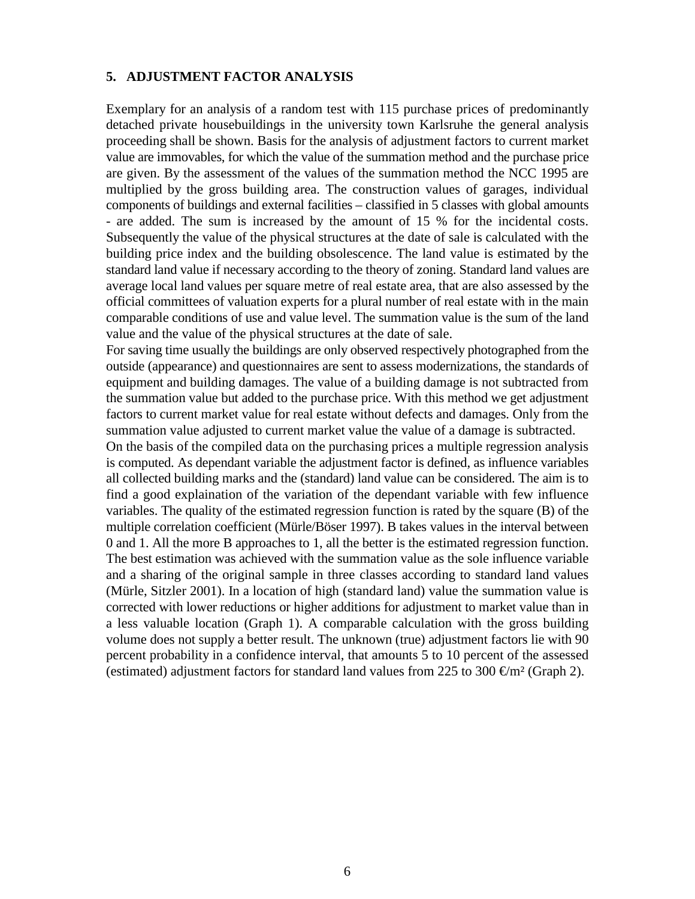## 5. ADJUSTMENT FACTOR ANALYSIS

Exemplary for an analysis of a random test with 115 purchase prices of predominantly detached private housebuildings in the university town Karlsruhe the general analysis proceeding shall be shown. Basis for the analysis of adjustment factors to current market value are immovables, for which the value of the summation method and the purchase price are given. By the assessment of the values of the summation method the NCC 1995 are multiplied by the gross building area. The construction values of garages, individual components of buildings and external facilities – classified in 5 classes with global amounts - are added. The sum is increased by the amount of 15 % for the incidental costs. Subsequently the value of the physical structures at the date of sale is calculated with the building price index and the building obsolescence. The land value is estimated by the standard land value if necessary according to the theory of zoning. Standard land values are average local land values per square metre of real estate area, that are also assessed by the official committees of valuation experts for a plural number of real estate with in the main comparable conditions of use and value level. The summation value is the sum of the land value and the value of the physical structures at the date of sale.

For saving time usually the buildings are only observed respectively photographed from the outside (appearance) and questionnaires are sent to assess modernizations, the standards of equipment and building damages. The value of a building damage is not subtracted from the summation value but added to the purchase price. With this method we get adjustment factors to current market value for real estate without defects and damages. Only from the summation value adjusted to current market value the value of a damage is subtracted.

On the basis of the compiled data on the purchasing prices a multiple regression analysis is computed. As dependant variable the adjustment factor is defined, as influence variables all collected building marks and the (standard) land value can be considered. The aim is to find a good explaination of the variation of the dependant variable with few influence variables. The quality of the estimated regression function is rated by the square (B) of the multiple correlation coefficient (Mürle/Böser 1997). B takes values in the interval between 0 and 1. All the more B approaches to 1, all the better is the estimated regression function. The best estimation was achieved with the summation value as the sole influence variable and a sharing of the original sample in three classes according to standard land values (Mürle, Sitzler 2001). In a location of high (standard land) value the summation value is corrected with lower reductions or higher additions for adjustment to market value than in a less valuable location (Graph 1). A comparable calculation with the gross building volume does not supply a better result. The unknown (true) adjustment factors lie with 90 percent probability in a confidence interval, that amounts 5 to 10 percent of the assessed (estimated) adjustment factors for standard land values from 225 to 300 €/m² (Graph 2).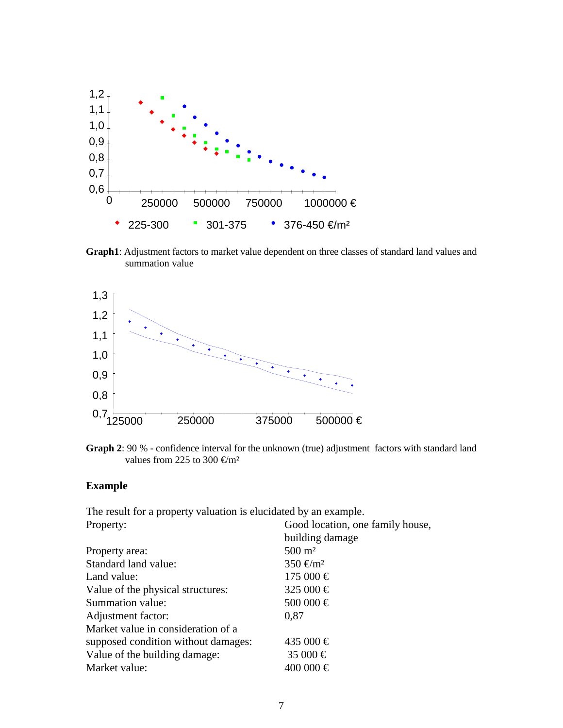**Graph1**: Adjustment factors to market value dependent on three classes of standard land values and summation value

**Graph 2**: 90 % - confidence interval for the unknown (true) adjustment factors with standard land values from 225 to 300 €/m²

## Example

The result for a property valuation is elucidated by an example.

| | |
|---|---|
| Property: | Good location, one family house, building damage |
| Property area: | 500 m² |
| Standard land value: | 350 €/m² |
| Land value: | 175 000 € |
| Value of the physical structures: | 325 000 € |
| Summation value: | 500 000 € |
| Adjustment factor: | 0,87 |
| Market value in consideration of a supposed condition without damages: | 435 000 € |
| Value of the building damage: | 35 000 € |
| Market value: | 400 000 € |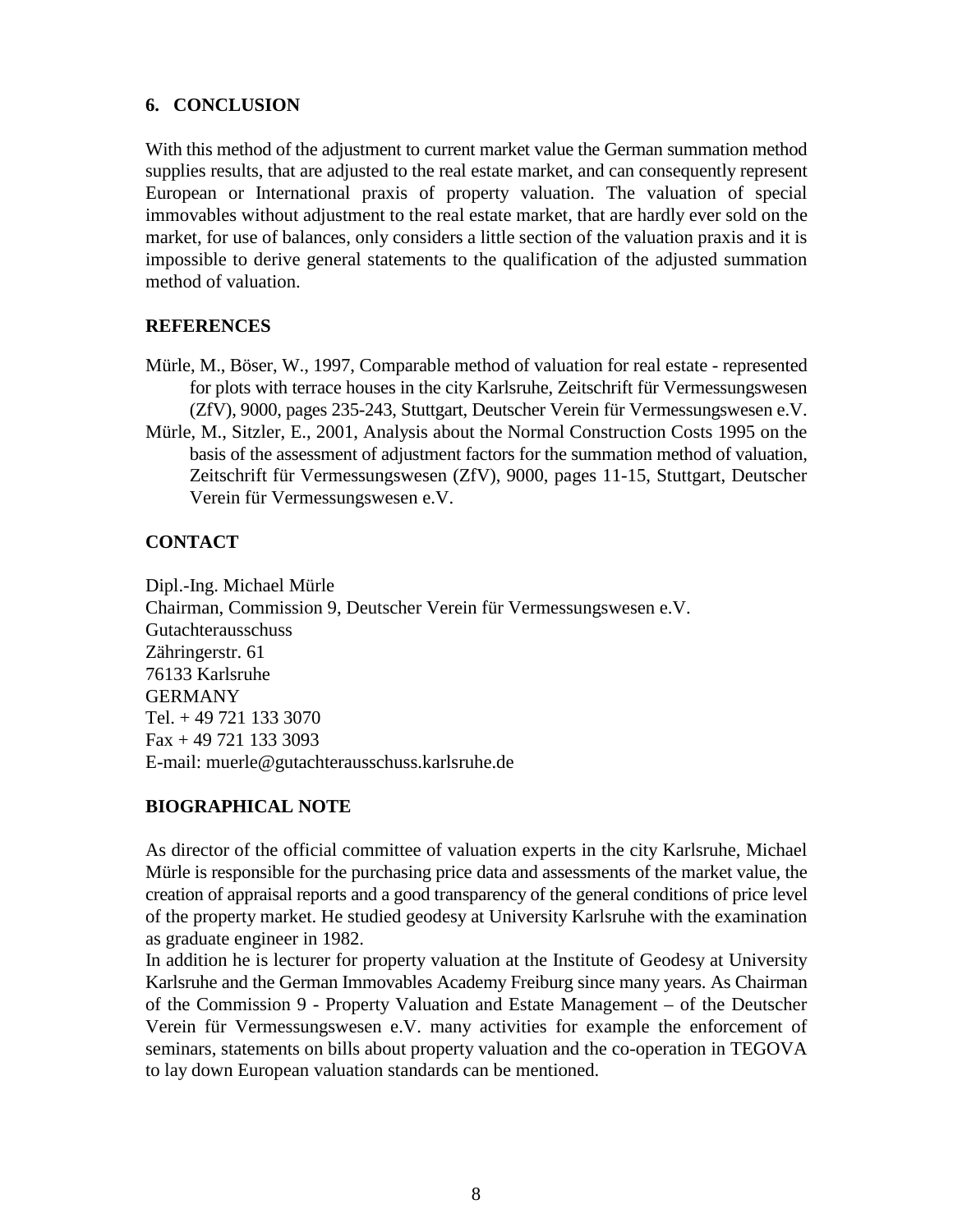## 6. CONCLUSION

With this method of the adjustment to current market value the German summation method supplies results, that are adjusted to the real estate market, and can consequently represent European or International praxis of property valuation. The valuation of special immovables without adjustment to the real estate market, that are hardly ever sold on the market, for use of balances, only considers a little section of the valuation praxis and it is impossible to derive general statements to the qualification of the adjusted summation method of valuation.

## REFERENCES

Mürle, M., Böser, W., 1997, Comparable method of valuation for real estate - represented for plots with terrace houses in the city Karlsruhe, Zeitschrift für Vermessungswesen (ZfV), 9000, pages 235-243, Stuttgart, Deutscher Verein für Vermessungswesen e.V.

Mürle, M., Sitzler, E., 2001, Analysis about the Normal Construction Costs 1995 on the basis of the assessment of adjustment factors for the summation method of valuation, Zeitschrift für Vermessungswesen (ZfV), 9000, pages 11-15, Stuttgart, Deutscher Verein für Vermessungswesen e.V.

## CONTACT

Dipl.-Ing. Michael Mürle
Chairman, Commission 9, Deutscher Verein für Vermessungswesen e.V.
Gutachterausschuss
Zähringerstr. 61
76133 Karlsruhe
GERMANY
Tel. + 49 721 133 3070
Fax + 49 721 133 3093
E-mail: muerle@gutachterausschuss.karlsruhe.de

## BIOGRAPHICAL NOTE

As director of the official committee of valuation experts in the city Karlsruhe, Michael Mürle is responsible for the purchasing price data and assessments of the market value, the creation of appraisal reports and a good transparency of the general conditions of price level of the property market. He studied geodesy at University Karlsruhe with the examination as graduate engineer in 1982.

In addition he is lecturer for property valuation at the Institute of Geodesy at University Karlsruhe and the German Immovables Academy Freiburg since many years. As Chairman of the Commission 9 - Property Valuation and Estate Management – of the Deutscher Verein für Vermessungswesen e.V. many activities for example the enforcement of seminars, statements on bills about property valuation and the co-operation in TEGOVA to lay down European valuation standards can be mentioned.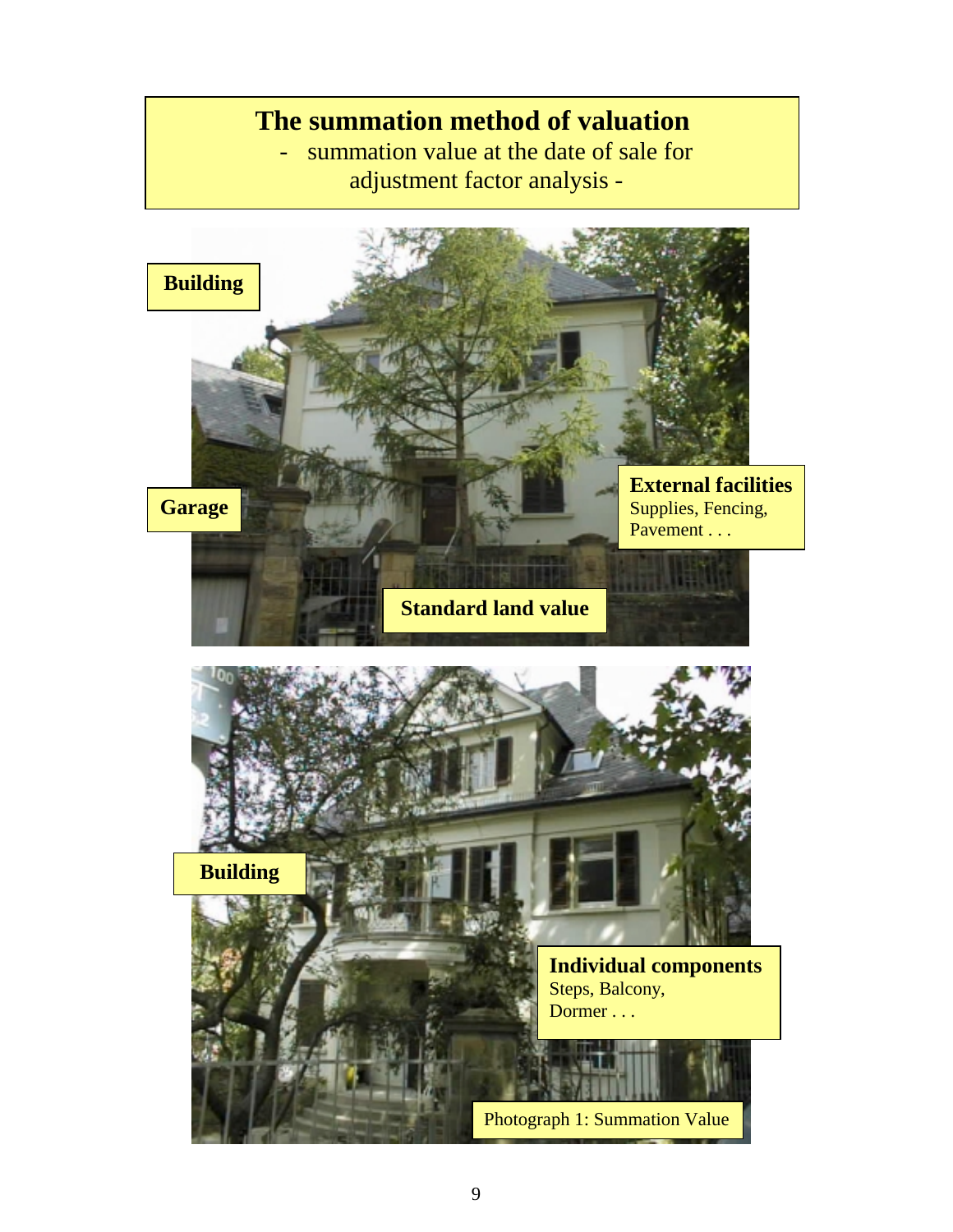# The summation method of valuation

- summation value at the date of sale for adjustment factor analysis -

**Building**

**Garage**

**External facilities**
Supplies, Fencing, Pavement . . .

**Standard land value**

**Building**

**Individual components**
Steps, Balcony, Dormer . . .

Photograph 1: Summation Value